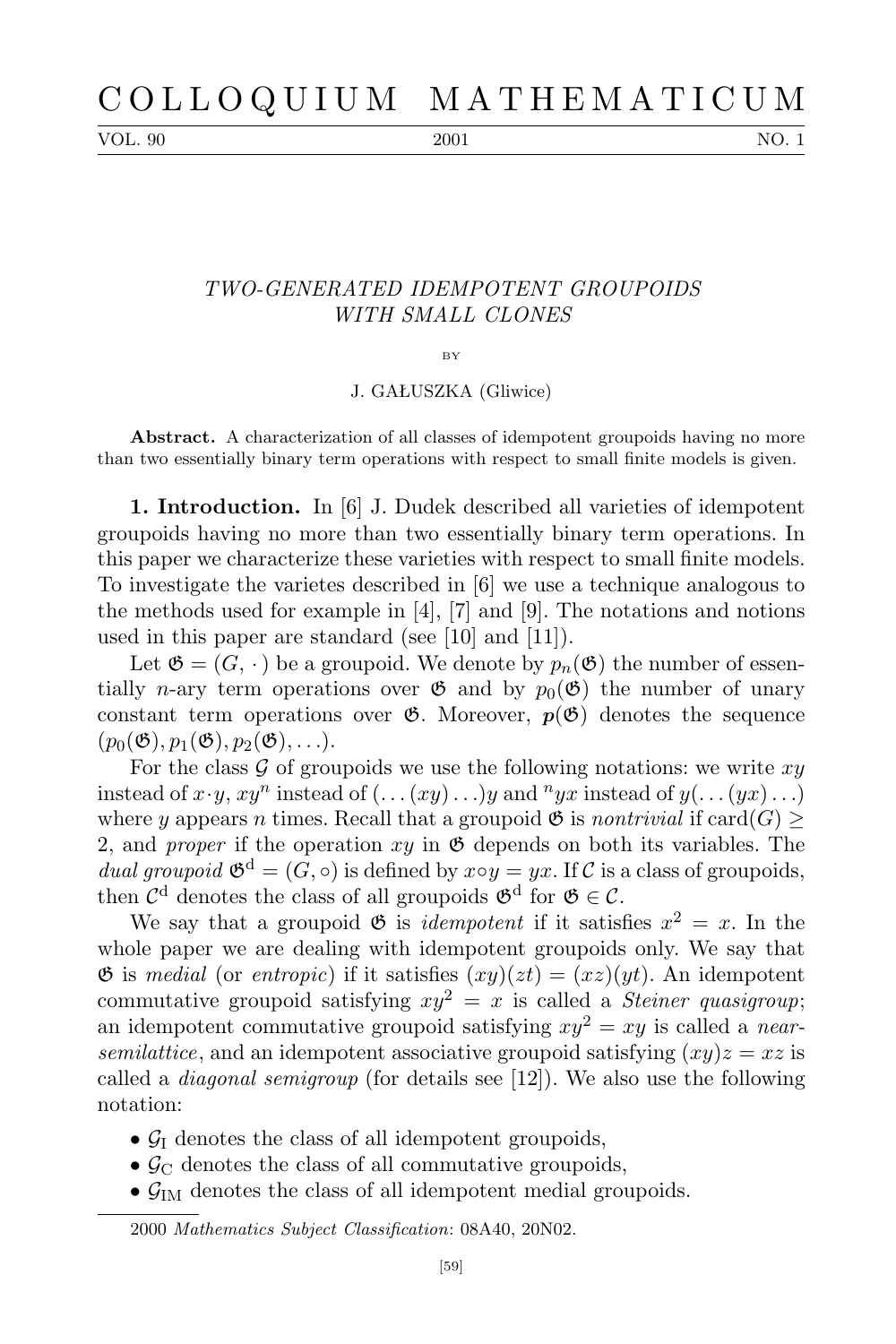# TWO-GENERATED IDEMPOTENT GROUPOIDS WITH SMALL CLONES

BY

J. GAŁUSZKA (Gliwice)

**Abstract.** A characterization of all classes of idempotent groupoids having no more than two essentially binary term operations with respect to small finite models is given.

**1. Introduction.** In [6] J. Dudek described all varieties of idempotent groupoids having no more than two essentially binary term operations. In this paper we characterize these varieties with respect to small finite models. To investigate the varietes described in [6] we use a technique analogous to the methods used for example in [4], [7] and [9]. The notations and notions used in this paper are standard (see [10] and [11]).

Let $\mathfrak{G} = (G, \cdot)$ be a groupoid. We denote by $p_n(\mathfrak{G})$ the number of essentially $n$-ary term operations over $\mathfrak{G}$ and by $p_0(\mathfrak{G})$ the number of unary constant term operations over $\mathfrak{G}$. Moreover, $\boldsymbol{p}(\mathfrak{G})$ denotes the sequence $(p_0(\mathfrak{G}), p_1(\mathfrak{G}), p_2(\mathfrak{G}), \ldots)$.

For the class $\mathcal{G}$ of groupoids we use the following notations: we write $xy$ instead of $x \cdot y$, $xy^n$ instead of $(\ldots(xy)\ldots)y$ and ${}^n yx$ instead of $y(\ldots(yx)\ldots)$ where $y$ appears $n$ times. Recall that a groupoid $\mathfrak{G}$ is *nontrivial* if $\mathrm{card}(G) \geq 2$, and *proper* if the operation $xy$ in $\mathfrak{G}$ depends on both its variables. The *dual groupoid* $\mathfrak{G}^{\mathrm{d}} = (G, \circ)$ is defined by $x \circ y = yx$. If $\mathcal{C}$ is a class of groupoids, then $\mathcal{C}^{\mathrm{d}}$ denotes the class of all groupoids $\mathfrak{G}^{\mathrm{d}}$ for $\mathfrak{G} \in \mathcal{C}$.

We say that a groupoid $\mathfrak{G}$ is *idempotent* if it satisfies $x^2 = x$. In the whole paper we are dealing with idempotent groupoids only. We say that $\mathfrak{G}$ is *medial* (or *entropic*) if it satisfies $(xy)(zt) = (xz)(yt)$. An idempotent commutative groupoid satisfying $xy^2 = x$ is called a *Steiner quasigroup*; an idempotent commutative groupoid satisfying $xy^2 = xy$ is called a *near-semilattice*, and an idempotent associative groupoid satisfying $(xy)z = xz$ is called a *diagonal semigroup* (for details see [12]). We also use the following notation:

- $\mathcal{G}_{\mathrm{I}}$ denotes the class of all idempotent groupoids,
- $\mathcal{G}_{\mathrm{C}}$ denotes the class of all commutative groupoids,
- $\mathcal{G}_{\mathrm{IM}}$ denotes the class of all idempotent medial groupoids.

2000 *Mathematics Subject Classification*: 08A40, 20N02.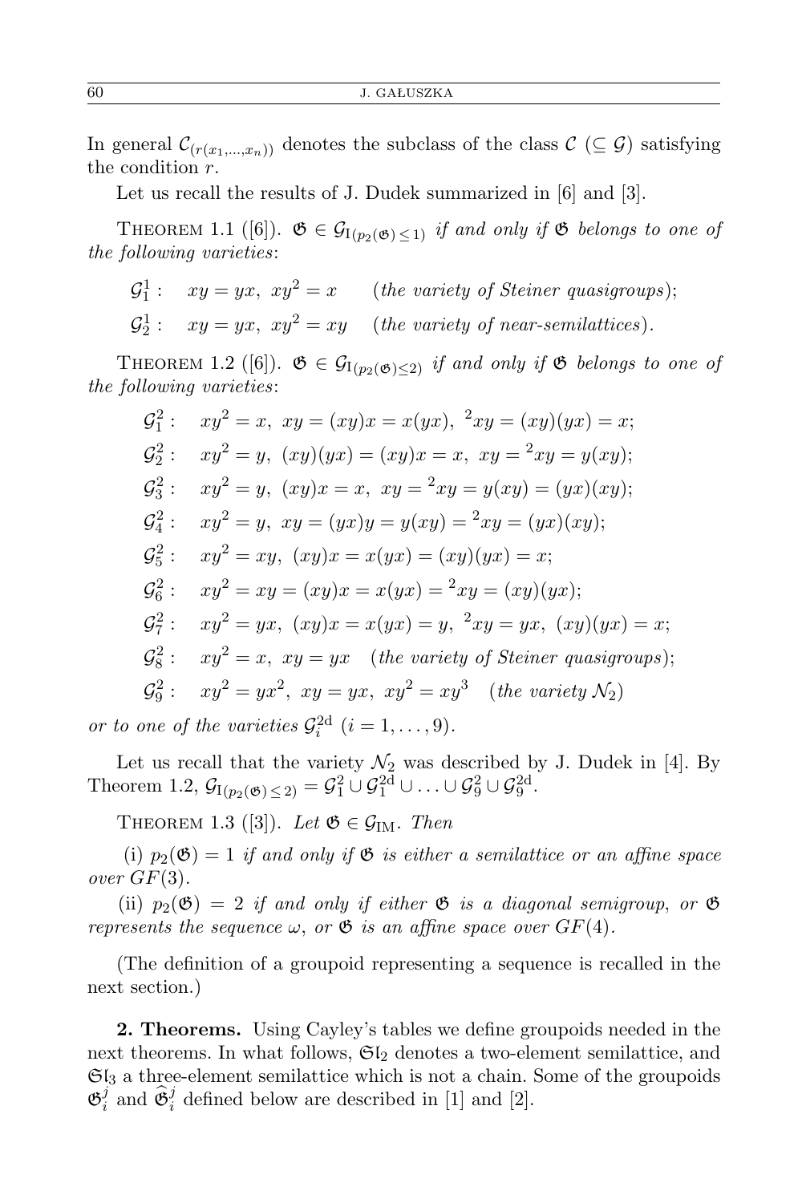In general $\mathcal{C}_{(r(x_1,\ldots,x_n))}$ denotes the subclass of the class $\mathcal{C}$ ($\subseteq \mathcal{G}$) satisfying the condition $r$.

Let us recall the results of J. Dudek summarized in [6] and [3].

THEOREM 1.1 ([6]). *$\mathfrak{G} \in \mathcal{G}_{\mathrm{I}(p_2(\mathfrak{G}) \le 1)}$ if and only if $\mathfrak{G}$ belongs to one of the following varieties*:

$$\mathcal{G}_1^1: \quad xy = yx,\ xy^2 = x \qquad (\textit{the variety of Steiner quasigroups});$$

$$\mathcal{G}_2^1: \quad xy = yx,\ xy^2 = xy \qquad (\textit{the variety of near-semilattices}).$$

THEOREM 1.2 ([6]). *$\mathfrak{G} \in \mathcal{G}_{\mathrm{I}(p_2(\mathfrak{G}) \le 2)}$ if and only if $\mathfrak{G}$ belongs to one of the following varieties*:

$$\mathcal{G}_1^2: \quad xy^2 = x,\ xy = (xy)x = x(yx),\ {}^2xy = (xy)(yx) = x;$$

$$\mathcal{G}_2^2: \quad xy^2 = y,\ (xy)(yx) = (xy)x = x,\ xy = {}^2xy = y(xy);$$

$$\mathcal{G}_3^2: \quad xy^2 = y,\ (xy)x = x,\ xy = {}^2xy = y(xy) = (yx)(xy);$$

$$\mathcal{G}_4^2: \quad xy^2 = y,\ xy = (yx)y = y(xy) = {}^2xy = (yx)(xy);$$

$$\mathcal{G}_5^2: \quad xy^2 = xy,\ (xy)x = x(yx) = (xy)(yx) = x;$$

$$\mathcal{G}_6^2: \quad xy^2 = xy = (xy)x = x(yx) = {}^2xy = (xy)(yx);$$

$$\mathcal{G}_7^2: \quad xy^2 = yx,\ (xy)x = x(yx) = y,\ {}^2xy = yx,\ (xy)(yx) = x;$$

$$\mathcal{G}_8^2: \quad xy^2 = x,\ xy = yx \quad (\textit{the variety of Steiner quasigroups});$$

$$\mathcal{G}_9^2: \quad xy^2 = yx^2,\ xy = yx,\ xy^2 = xy^3 \quad (\textit{the variety } \mathcal{N}_2)$$

*or to one of the varieties $\mathcal{G}_i^{2\mathrm{d}}$ $(i = 1, \ldots, 9)$.*

Let us recall that the variety $\mathcal{N}_2$ was described by J. Dudek in [4]. By Theorem 1.2, $\mathcal{G}_{\mathrm{I}(p_2(\mathfrak{G}) \le 2)} = \mathcal{G}_1^2 \cup \mathcal{G}_1^{2\mathrm{d}} \cup \ldots \cup \mathcal{G}_9^2 \cup \mathcal{G}_9^{2\mathrm{d}}$.

THEOREM 1.3 ([3]). *Let $\mathfrak{G} \in \mathcal{G}_{\mathrm{IM}}$. Then*

(i) *$p_2(\mathfrak{G}) = 1$ if and only if $\mathfrak{G}$ is either a semilattice or an affine space over $GF(3)$.*

(ii) *$p_2(\mathfrak{G}) = 2$ if and only if either $\mathfrak{G}$ is a diagonal semigroup, or $\mathfrak{G}$ represents the sequence $\omega$, or $\mathfrak{G}$ is an affine space over $GF(4)$.*

(The definition of a groupoid representing a sequence is recalled in the next section.)

**2. Theorems.** Using Cayley's tables we define groupoids needed in the next theorems. In what follows, $\mathfrak{Sl}_2$ denotes a two-element semilattice, and $\mathfrak{Sl}_3$ a three-element semilattice which is not a chain. Some of the groupoids $\mathfrak{G}_i^j$ and $\widehat{\mathfrak{G}}_i^j$ defined below are described in [1] and [2].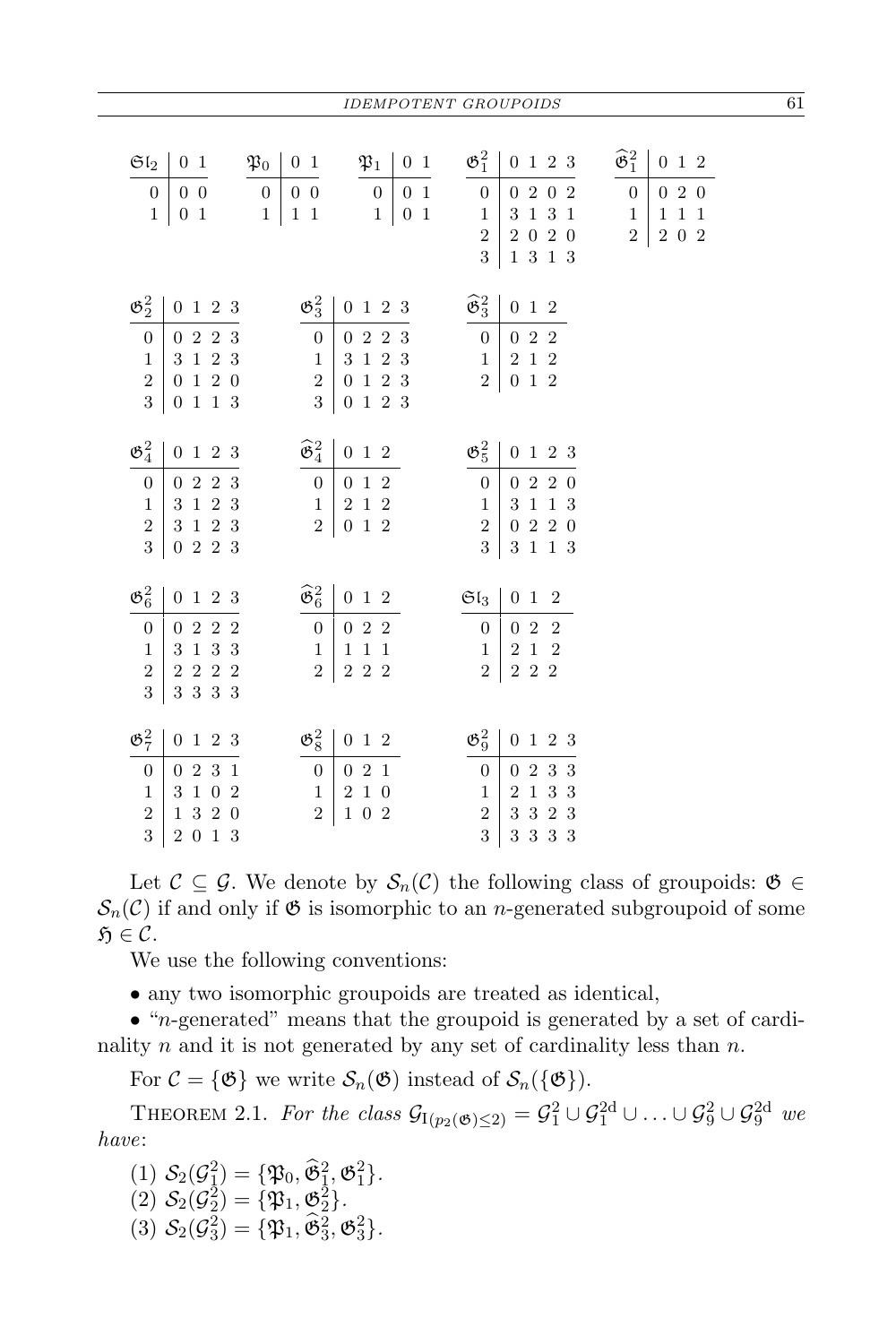| $\mathfrak{Sl}_2$ | 0 | 1 |
|---|---|---|
| 0 | 0 | 0 |
| 1 | 0 | 1 |

| $\mathfrak{P}_0$ | 0 | 1 |
|---|---|---|
| 0 | 0 | 0 |
| 1 | 1 | 1 |

| $\mathfrak{P}_1$ | 0 | 1 |
|---|---|---|
| 0 | 0 | 1 |
| 1 | 0 | 1 |

| $\mathfrak{G}_1^2$ | 0 | 1 | 2 | 3 |
|---|---|---|---|---|
| 0 | 0 | 2 | 0 | 2 |
| 1 | 3 | 1 | 3 | 1 |
| 2 | 2 | 0 | 2 | 0 |
| 3 | 1 | 3 | 1 | 3 |

| $\widehat{\mathfrak{G}}_1^2$ | 0 | 1 | 2 |
|---|---|---|---|
| 0 | 0 | 2 | 0 |
| 1 | 1 | 1 | 1 |
| 2 | 2 | 0 | 2 |

| $\mathfrak{G}_2^2$ | 0 | 1 | 2 | 3 |
|---|---|---|---|---|
| 0 | 0 | 2 | 2 | 3 |
| 1 | 3 | 1 | 2 | 3 |
| 2 | 0 | 1 | 2 | 0 |
| 3 | 0 | 1 | 1 | 3 |

| $\mathfrak{G}_3^2$ | 0 | 1 | 2 | 3 |
|---|---|---|---|---|
| 0 | 0 | 2 | 2 | 3 |
| 1 | 3 | 1 | 2 | 3 |
| 2 | 0 | 1 | 2 | 3 |
| 3 | 0 | 1 | 2 | 3 |

| $\widehat{\mathfrak{G}}_3^2$ | 0 | 1 | 2 |
|---|---|---|---|
| 0 | 0 | 2 | 2 |
| 1 | 2 | 1 | 2 |
| 2 | 0 | 1 | 2 |

| $\mathfrak{G}_4^2$ | 0 | 1 | 2 | 3 |
|---|---|---|---|---|
| 0 | 0 | 2 | 2 | 3 |
| 1 | 3 | 1 | 2 | 3 |
| 2 | 3 | 1 | 2 | 3 |
| 3 | 0 | 2 | 2 | 3 |

| $\widehat{\mathfrak{G}}_4^2$ | 0 | 1 | 2 |
|---|---|---|---|
| 0 | 0 | 1 | 2 |
| 1 | 2 | 1 | 2 |
| 2 | 0 | 1 | 2 |

| $\mathfrak{G}_5^2$ | 0 | 1 | 2 | 3 |
|---|---|---|---|---|
| 0 | 0 | 2 | 2 | 0 |
| 1 | 3 | 1 | 1 | 3 |
| 2 | 0 | 2 | 2 | 0 |
| 3 | 3 | 1 | 1 | 3 |

| $\mathfrak{G}_6^2$ | 0 | 1 | 2 | 3 |
|---|---|---|---|---|
| 0 | 0 | 2 | 2 | 2 |
| 1 | 3 | 1 | 3 | 3 |
| 2 | 2 | 2 | 2 | 2 |
| 3 | 3 | 3 | 3 | 3 |

| $\widehat{\mathfrak{G}}_6^2$ | 0 | 1 | 2 |
|---|---|---|---|
| 0 | 0 | 2 | 2 |
| 1 | 1 | 1 | 1 |
| 2 | 2 | 2 | 2 |

| $\mathfrak{Sl}_3$ | 0 | 1 | 2 |
|---|---|---|---|
| 0 | 0 | 2 | 2 |
| 1 | 2 | 1 | 2 |
| 2 | 2 | 2 | 2 |

| $\mathfrak{G}_7^2$ | 0 | 1 | 2 | 3 |
|---|---|---|---|---|
| 0 | 0 | 2 | 3 | 1 |
| 1 | 3 | 1 | 0 | 2 |
| 2 | 1 | 3 | 2 | 0 |
| 3 | 2 | 0 | 1 | 3 |

| $\mathfrak{G}_8^2$ | 0 | 1 | 2 |
|---|---|---|---|
| 0 | 0 | 2 | 1 |
| 1 | 2 | 1 | 0 |
| 2 | 1 | 0 | 2 |

| $\mathfrak{G}_9^2$ | 0 | 1 | 2 | 3 |
|---|---|---|---|---|
| 0 | 0 | 2 | 3 | 3 |
| 1 | 2 | 1 | 3 | 3 |
| 2 | 3 | 3 | 2 | 3 |
| 3 | 3 | 3 | 3 | 3 |

Let $\mathcal{C} \subseteq \mathcal{G}$. We denote by $\mathcal{S}_n(\mathcal{C})$ the following class of groupoids: $\mathfrak{G} \in \mathcal{S}_n(\mathcal{C})$ if and only if $\mathfrak{G}$ is isomorphic to an $n$-generated subgroupoid of some $\mathfrak{H} \in \mathcal{C}$.

We use the following conventions:

- any two isomorphic groupoids are treated as identical,
- "$n$-generated" means that the groupoid is generated by a set of cardinality $n$ and it is not generated by any set of cardinality less than $n$.

For $\mathcal{C} = \{\mathfrak{G}\}$ we write $\mathcal{S}_n(\mathfrak{G})$ instead of $\mathcal{S}_n(\{\mathfrak{G}\})$.

THEOREM 2.1. *For the class* $\mathcal{G}_{\mathrm{I}(p_2(\mathfrak{G})\leq 2)} = \mathcal{G}_1^2 \cup \mathcal{G}_1^{2\mathrm{d}} \cup \ldots \cup \mathcal{G}_9^2 \cup \mathcal{G}_9^{2\mathrm{d}}$ *we have*:

(1) $\mathcal{S}_2(\mathcal{G}_1^2) = \{\mathfrak{P}_0, \widehat{\mathfrak{G}}_1^2, \mathfrak{G}_1^2\}$.
(2) $\mathcal{S}_2(\mathcal{G}_2^2) = \{\mathfrak{P}_1, \mathfrak{G}_2^2\}$.
(3) $\mathcal{S}_2(\mathcal{G}_3^2) = \{\mathfrak{P}_1, \widehat{\mathfrak{G}}_3^2, \mathfrak{G}_3^2\}$.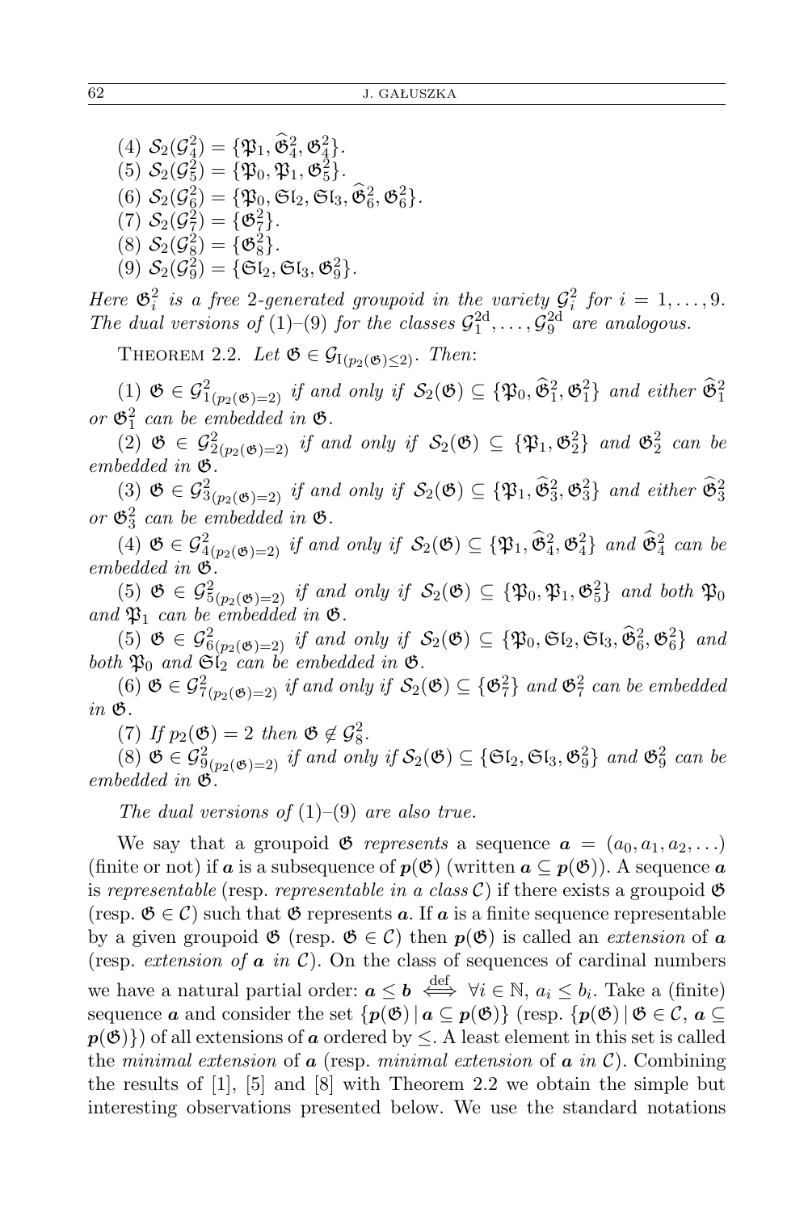(4) $\mathcal{S}_2(\mathcal{G}_4^2) = \{\mathfrak{P}_1, \widehat{\mathfrak{G}}_4^2, \mathfrak{G}_4^2\}$.
(5) $\mathcal{S}_2(\mathcal{G}_5^2) = \{\mathfrak{P}_0, \mathfrak{P}_1, \mathfrak{G}_5^2\}$.
(6) $\mathcal{S}_2(\mathcal{G}_6^2) = \{\mathfrak{P}_0, \mathfrak{Sl}_2, \mathfrak{Sl}_3, \widehat{\mathfrak{G}}_6^2, \mathfrak{G}_6^2\}$.
(7) $\mathcal{S}_2(\mathcal{G}_7^2) = \{\mathfrak{G}_7^2\}$.
(8) $\mathcal{S}_2(\mathcal{G}_8^2) = \{\mathfrak{G}_8^2\}$.
(9) $\mathcal{S}_2(\mathcal{G}_9^2) = \{\mathfrak{Sl}_2, \mathfrak{Sl}_3, \mathfrak{G}_9^2\}$.

*Here $\mathfrak{G}_i^2$ is a free 2-generated groupoid in the variety $\mathcal{G}_i^2$ for $i = 1, \ldots, 9$. The dual versions of* (1)–(9) *for the classes $\mathcal{G}_1^{2\mathrm{d}}, \ldots, \mathcal{G}_9^{2\mathrm{d}}$ are analogous.*

THEOREM 2.2. *Let $\mathfrak{G} \in \mathcal{G}_{\mathrm{I}(p_2(\mathfrak{G}) \leq 2)}$. Then*:

(1) *$\mathfrak{G} \in \mathcal{G}^2_{1(p_2(\mathfrak{G})=2)}$ if and only if $\mathcal{S}_2(\mathfrak{G}) \subseteq \{\mathfrak{P}_0, \widehat{\mathfrak{G}}_1^2, \mathfrak{G}_1^2\}$ and either $\widehat{\mathfrak{G}}_1^2$ or $\mathfrak{G}_1^2$ can be embedded in $\mathfrak{G}$.*

(2) *$\mathfrak{G} \in \mathcal{G}^2_{2(p_2(\mathfrak{G})=2)}$ if and only if $\mathcal{S}_2(\mathfrak{G}) \subseteq \{\mathfrak{P}_1, \mathfrak{G}_2^2\}$ and $\mathfrak{G}_2^2$ can be embedded in $\mathfrak{G}$.*

(3) *$\mathfrak{G} \in \mathcal{G}^2_{3(p_2(\mathfrak{G})=2)}$ if and only if $\mathcal{S}_2(\mathfrak{G}) \subseteq \{\mathfrak{P}_1, \widehat{\mathfrak{G}}_3^2, \mathfrak{G}_3^2\}$ and either $\widehat{\mathfrak{G}}_3^2$ or $\mathfrak{G}_3^2$ can be embedded in $\mathfrak{G}$.*

(4) *$\mathfrak{G} \in \mathcal{G}^2_{4(p_2(\mathfrak{G})=2)}$ if and only if $\mathcal{S}_2(\mathfrak{G}) \subseteq \{\mathfrak{P}_1, \widehat{\mathfrak{G}}_4^2, \mathfrak{G}_4^2\}$ and $\widehat{\mathfrak{G}}_4^2$ can be embedded in $\mathfrak{G}$.*

(5) *$\mathfrak{G} \in \mathcal{G}^2_{5(p_2(\mathfrak{G})=2)}$ if and only if $\mathcal{S}_2(\mathfrak{G}) \subseteq \{\mathfrak{P}_0, \mathfrak{P}_1, \mathfrak{G}_5^2\}$ and both $\mathfrak{P}_0$ and $\mathfrak{P}_1$ can be embedded in $\mathfrak{G}$.*

(5) *$\mathfrak{G} \in \mathcal{G}^2_{6(p_2(\mathfrak{G})=2)}$ if and only if $\mathcal{S}_2(\mathfrak{G}) \subseteq \{\mathfrak{P}_0, \mathfrak{Sl}_2, \mathfrak{Sl}_3, \widehat{\mathfrak{G}}_6^2, \mathfrak{G}_6^2\}$ and both $\mathfrak{P}_0$ and $\mathfrak{Sl}_2$ can be embedded in $\mathfrak{G}$.*

(6) *$\mathfrak{G} \in \mathcal{G}^2_{7(p_2(\mathfrak{G})=2)}$ if and only if $\mathcal{S}_2(\mathfrak{G}) \subseteq \{\mathfrak{G}_7^2\}$ and $\mathfrak{G}_7^2$ can be embedded in $\mathfrak{G}$.*

(7) *If $p_2(\mathfrak{G}) = 2$ then $\mathfrak{G} \notin \mathcal{G}_8^2$.*

(8) *$\mathfrak{G} \in \mathcal{G}^2_{9(p_2(\mathfrak{G})=2)}$ if and only if $\mathcal{S}_2(\mathfrak{G}) \subseteq \{\mathfrak{Sl}_2, \mathfrak{Sl}_3, \mathfrak{G}_9^2\}$ and $\mathfrak{G}_9^2$ can be embedded in $\mathfrak{G}$.*

*The dual versions of* (1)–(9) *are also true.*

We say that a groupoid $\mathfrak{G}$ *represents* a sequence $\boldsymbol{a} = (a_0, a_1, a_2, \ldots)$ (finite or not) if $\boldsymbol{a}$ is a subsequence of $\boldsymbol{p}(\mathfrak{G})$ (written $\boldsymbol{a} \subseteq \boldsymbol{p}(\mathfrak{G})$). A sequence $\boldsymbol{a}$ is *representable* (resp. *representable in a class* $\mathcal{C}$) if there exists a groupoid $\mathfrak{G}$ (resp. $\mathfrak{G} \in \mathcal{C}$) such that $\mathfrak{G}$ represents $\boldsymbol{a}$. If $\boldsymbol{a}$ is a finite sequence representable by a given groupoid $\mathfrak{G}$ (resp. $\mathfrak{G} \in \mathcal{C}$) then $\boldsymbol{p}(\mathfrak{G})$ is called an *extension* of $\boldsymbol{a}$ (resp. *extension of $\boldsymbol{a}$ in* $\mathcal{C}$). On the class of sequences of cardinal numbers we have a natural partial order: $\boldsymbol{a} \leq \boldsymbol{b} \overset{\text{def}}{\Longleftrightarrow} \forall i \in \mathbb{N},\ a_i \leq b_i$. Take a (finite) sequence $\boldsymbol{a}$ and consider the set $\{\boldsymbol{p}(\mathfrak{G}) \mid \boldsymbol{a} \subseteq \boldsymbol{p}(\mathfrak{G})\}$ (resp. $\{\boldsymbol{p}(\mathfrak{G}) \mid \mathfrak{G} \in \mathcal{C},\ \boldsymbol{a} \subseteq \boldsymbol{p}(\mathfrak{G})\}$) of all extensions of $\boldsymbol{a}$ ordered by $\leq$. A least element in this set is called the *minimal extension* of $\boldsymbol{a}$ (resp. *minimal extension* of $\boldsymbol{a}$ *in* $\mathcal{C}$). Combining the results of [1], [5] and [8] with Theorem 2.2 we obtain the simple but interesting observations presented below. We use the standard notations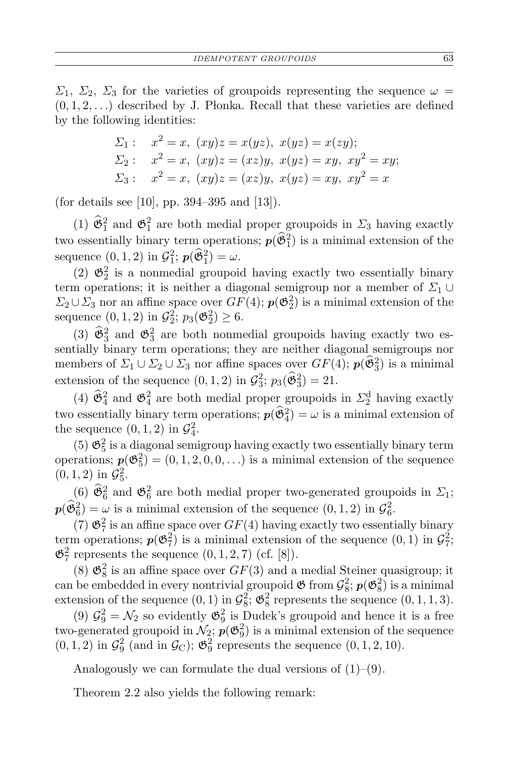$\Sigma_1$, $\Sigma_2$, $\Sigma_3$ for the varieties of groupoids representing the sequence $\omega = (0, 1, 2, \ldots)$ described by J. Płonka. Recall that these varieties are defined by the following identities:

$$\begin{aligned}
\Sigma_1 :&\quad x^2 = x,\ (xy)z = x(yz),\ x(yz) = x(zy);\\
\Sigma_2 :&\quad x^2 = x,\ (xy)z = (xz)y,\ x(yz) = xy,\ xy^2 = xy;\\
\Sigma_3 :&\quad x^2 = x,\ (xy)z = (xz)y,\ x(yz) = xy,\ xy^2 = x
\end{aligned}$$

(for details see [10], pp. 394–395 and [13]).

(1) $\widehat{\mathfrak{G}}_1^2$ and $\mathfrak{G}_1^2$ are both medial proper groupoids in $\Sigma_3$ having exactly two essentially binary term operations; $\boldsymbol{p}(\mathfrak{G}_1^2)$ is a minimal extension of the sequence $(0, 1, 2)$ in $\mathcal{G}_1^2$; $\boldsymbol{p}(\widehat{\mathfrak{G}}_1^2) = \omega$.

(2) $\mathfrak{G}_2^2$ is a nonmedial groupoid having exactly two essentially binary term operations; it is neither a diagonal semigroup nor a member of $\Sigma_1 \cup \Sigma_2 \cup \Sigma_3$ nor an affine space over $GF(4)$; $\boldsymbol{p}(\mathfrak{G}_2^2)$ is a minimal extension of the sequence $(0, 1, 2)$ in $\mathcal{G}_2^2$; $p_3(\mathfrak{G}_2^2) \geq 6$.

(3) $\widehat{\mathfrak{G}}_3^2$ and $\mathfrak{G}_3^2$ are both nonmedial groupoids having exactly two essentially binary term operations; they are neither diagonal semigroups nor members of $\Sigma_1 \cup \Sigma_2 \cup \Sigma_3$ nor affine spaces over $GF(4)$; $\boldsymbol{p}(\widehat{\mathfrak{G}}_3^2)$ is a minimal extension of the sequence $(0, 1, 2)$ in $\mathcal{G}_3^2$; $p_3(\widehat{\mathfrak{G}}_3^2) = 21$.

(4) $\widehat{\mathfrak{G}}_4^2$ and $\mathfrak{G}_4^2$ are both medial proper groupoids in $\Sigma_2^{\mathrm{d}}$ having exactly two essentially binary term operations; $\boldsymbol{p}(\widehat{\mathfrak{G}}_4^2) = \omega$ is a minimal extension of the sequence $(0, 1, 2)$ in $\mathcal{G}_4^2$.

(5) $\mathfrak{G}_5^2$ is a diagonal semigroup having exactly two essentially binary term operations; $\boldsymbol{p}(\mathfrak{G}_5^2) = (0, 1, 2, 0, 0, \ldots)$ is a minimal extension of the sequence $(0, 1, 2)$ in $\mathcal{G}_5^2$.

(6) $\widehat{\mathfrak{G}}_6^2$ and $\mathfrak{G}_6^2$ are both medial proper two-generated groupoids in $\Sigma_1$; $\boldsymbol{p}(\widehat{\mathfrak{G}}_6^2) = \omega$ is a minimal extension of the sequence $(0, 1, 2)$ in $\mathcal{G}_6^2$.

(7) $\mathfrak{G}_7^2$ is an affine space over $GF(4)$ having exactly two essentially binary term operations; $\boldsymbol{p}(\mathfrak{G}_7^2)$ is a minimal extension of the sequence $(0, 1)$ in $\mathcal{G}_7^2$; $\mathfrak{G}_7^2$ represents the sequence $(0, 1, 2, 7)$ (cf. [8]).

(8) $\mathfrak{G}_8^2$ is an affine space over $GF(3)$ and a medial Steiner quasigroup; it can be embedded in every nontrivial groupoid $\mathfrak{G}$ from $\mathcal{G}_8^2$; $\boldsymbol{p}(\mathfrak{G}_8^2)$ is a minimal extension of the sequence $(0, 1)$ in $\mathcal{G}_8^2$; $\mathfrak{G}_8^2$ represents the sequence $(0, 1, 1, 3)$.

(9) $\mathcal{G}_9^2 = \mathcal{N}_2$ so evidently $\mathfrak{G}_9^2$ is Dudek's groupoid and hence it is a free two-generated groupoid in $\mathcal{N}_2$; $\boldsymbol{p}(\mathfrak{G}_9^2)$ is a minimal extension of the sequence $(0, 1, 2)$ in $\mathcal{G}_9^2$ (and in $\mathcal{G}_{\mathrm{C}}$); $\mathfrak{G}_9^2$ represents the sequence $(0, 1, 2, 10)$.

Analogously we can formulate the dual versions of (1)–(9).

Theorem 2.2 also yields the following remark: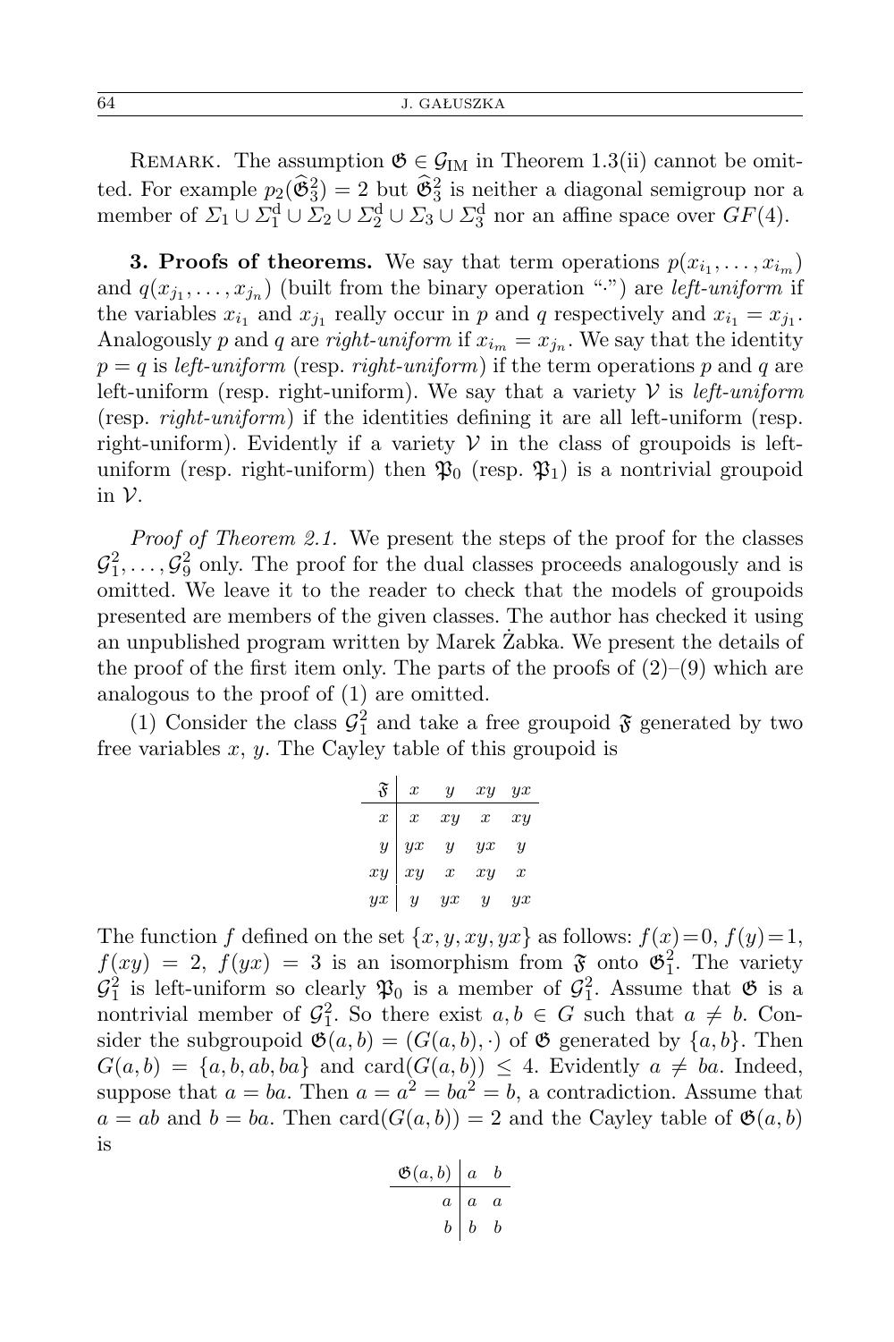REMARK. The assumption $\mathfrak{G} \in \mathcal{G}_{\mathrm{IM}}$ in Theorem 1.3(ii) cannot be omitted. For example $p_2(\widehat{\mathfrak{G}}_3^2) = 2$ but $\widehat{\mathfrak{G}}_3^2$ is neither a diagonal semigroup nor a member of $\Sigma_1 \cup \Sigma_1^{\mathrm{d}} \cup \Sigma_2 \cup \Sigma_2^{\mathrm{d}} \cup \Sigma_3 \cup \Sigma_3^{\mathrm{d}}$ nor an affine space over $GF(4)$.

**3. Proofs of theorems.** We say that term operations $p(x_{i_1}, \ldots, x_{i_m})$ and $q(x_{j_1}, \ldots, x_{j_n})$ (built from the binary operation "$\cdot$") are *left-uniform* if the variables $x_{i_1}$ and $x_{j_1}$ really occur in $p$ and $q$ respectively and $x_{i_1} = x_{j_1}$. Analogously $p$ and $q$ are *right-uniform* if $x_{i_m} = x_{j_n}$. We say that the identity $p = q$ is *left-uniform* (resp. *right-uniform*) if the term operations $p$ and $q$ are left-uniform (resp. right-uniform). We say that a variety $\mathcal{V}$ is *left-uniform* (resp. *right-uniform*) if the identities defining it are all left-uniform (resp. right-uniform). Evidently if a variety $\mathcal{V}$ in the class of groupoids is left-uniform (resp. right-uniform) then $\mathfrak{P}_0$ (resp. $\mathfrak{P}_1$) is a nontrivial groupoid in $\mathcal{V}$.

*Proof of Theorem 2.1.* We present the steps of the proof for the classes $\mathcal{G}_1^2, \ldots, \mathcal{G}_9^2$ only. The proof for the dual classes proceeds analogously and is omitted. We leave it to the reader to check that the models of groupoids presented are members of the given classes. The author has checked it using an unpublished program written by Marek Żabka. We present the details of the proof of the first item only. The parts of the proofs of (2)–(9) which are analogous to the proof of (1) are omitted.

(1) Consider the class $\mathcal{G}_1^2$ and take a free groupoid $\mathfrak{F}$ generated by two free variables $x$, $y$. The Cayley table of this groupoid is

| $\mathfrak{F}$ | $x$ | $y$ | $xy$ | $yx$ |
|---|---|---|---|---|
| $x$ | $x$ | $xy$ | $x$ | $xy$ |
| $y$ | $yx$ | $y$ | $yx$ | $y$ |
| $xy$ | $xy$ | $x$ | $xy$ | $x$ |
| $yx$ | $y$ | $yx$ | $y$ | $yx$ |

The function $f$ defined on the set $\{x, y, xy, yx\}$ as follows: $f(x)=0$, $f(y)=1$, $f(xy) = 2$, $f(yx) = 3$ is an isomorphism from $\mathfrak{F}$ onto $\mathfrak{G}_1^2$. The variety $\mathcal{G}_1^2$ is left-uniform so clearly $\mathfrak{P}_0$ is a member of $\mathcal{G}_1^2$. Assume that $\mathfrak{G}$ is a nontrivial member of $\mathcal{G}_1^2$. So there exist $a, b \in G$ such that $a \neq b$. Consider the subgroupoid $\mathfrak{G}(a,b) = (G(a,b), \cdot)$ of $\mathfrak{G}$ generated by $\{a,b\}$. Then $G(a,b) = \{a, b, ab, ba\}$ and $\mathrm{card}(G(a,b)) \leq 4$. Evidently $a \neq ba$. Indeed, suppose that $a = ba$. Then $a = a^2 = ba^2 = b$, a contradiction. Assume that $a = ab$ and $b = ba$. Then $\mathrm{card}(G(a,b)) = 2$ and the Cayley table of $\mathfrak{G}(a,b)$ is

| $\mathfrak{G}(a,b)$ | $a$ | $b$ |
|---|---|---|
| $a$ | $a$ | $a$ |
| $b$ | $b$ | $b$ |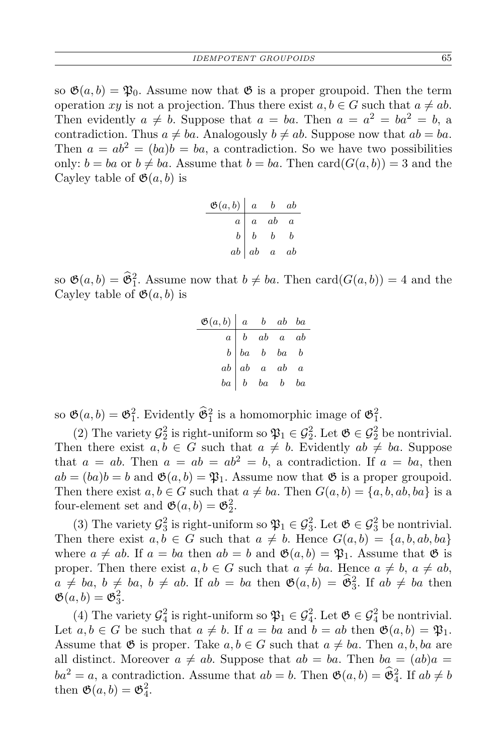so $\mathfrak{G}(a,b) = \mathfrak{P}_0$. Assume now that $\mathfrak{G}$ is a proper groupoid. Then the term operation $xy$ is not a projection. Thus there exist $a, b \in G$ such that $a \neq ab$. Then evidently $a \neq b$. Suppose that $a = ba$. Then $a = a^2 = ba^2 = b$, a contradiction. Thus $a \neq ba$. Analogously $b \neq ab$. Suppose now that $ab = ba$. Then $a = ab^2 = (ba)b = ba$, a contradiction. So we have two possibilities only: $b = ba$ or $b \neq ba$. Assume that $b = ba$. Then $\mathrm{card}(G(a,b)) = 3$ and the Cayley table of $\mathfrak{G}(a,b)$ is

| $\mathfrak{G}(a,b)$ | $a$ | $b$ | $ab$ |
|---|---|---|---|
| $a$ | $a$ | $ab$ | $a$ |
| $b$ | $b$ | $b$ | $b$ |
| $ab$ | $ab$ | $a$ | $ab$ |

so $\mathfrak{G}(a,b) = \widehat{\mathfrak{G}}_1^2$. Assume now that $b \neq ba$. Then $\mathrm{card}(G(a,b)) = 4$ and the Cayley table of $\mathfrak{G}(a,b)$ is

| $\mathfrak{G}(a,b)$ | $a$ | $b$ | $ab$ | $ba$ |
|---|---|---|---|---|
| $a$ | $b$ | $ab$ | $a$ | $ab$ |
| $b$ | $ba$ | $b$ | $ba$ | $b$ |
| $ab$ | $ab$ | $a$ | $ab$ | $a$ |
| $ba$ | $b$ | $ba$ | $b$ | $ba$ |

so $\mathfrak{G}(a,b) = \mathfrak{G}_1^2$. Evidently $\widehat{\mathfrak{G}}_1^2$ is a homomorphic image of $\mathfrak{G}_1^2$.

(2) The variety $\mathcal{G}_2^2$ is right-uniform so $\mathfrak{P}_1 \in \mathcal{G}_2^2$. Let $\mathfrak{G} \in \mathcal{G}_2^2$ be nontrivial. Then there exist $a, b \in G$ such that $a \neq b$. Evidently $ab \neq ba$. Suppose that $a = ab$. Then $a = ab = ab^2 = b$, a contradiction. If $a = ba$, then $ab = (ba)b = b$ and $\mathfrak{G}(a,b) = \mathfrak{P}_1$. Assume now that $\mathfrak{G}$ is a proper groupoid. Then there exist $a, b \in G$ such that $a \neq ba$. Then $G(a,b) = \{a, b, ab, ba\}$ is a four-element set and $\mathfrak{G}(a,b) = \mathfrak{G}_2^2$.

(3) The variety $\mathcal{G}_3^2$ is right-uniform so $\mathfrak{P}_1 \in \mathcal{G}_3^2$. Let $\mathfrak{G} \in \mathcal{G}_3^2$ be nontrivial. Then there exist $a, b \in G$ such that $a \neq b$. Hence $G(a,b) = \{a, b, ab, ba\}$ where $a \neq ab$. If $a = ba$ then $ab = b$ and $\mathfrak{G}(a,b) = \mathfrak{P}_1$. Assume that $\mathfrak{G}$ is proper. Then there exist $a, b \in G$ such that $a \neq ba$. Hence $a \neq b$, $a \neq ab$, $a \neq ba$, $b \neq ba$, $b \neq ab$. If $ab = ba$ then $\mathfrak{G}(a,b) = \widehat{\mathfrak{G}}_3^2$. If $ab \neq ba$ then $\mathfrak{G}(a,b) = \mathfrak{G}_3^2$.

(4) The variety $\mathcal{G}_4^2$ is right-uniform so $\mathfrak{P}_1 \in \mathcal{G}_4^2$. Let $\mathfrak{G} \in \mathcal{G}_4^2$ be nontrivial. Let $a, b \in G$ be such that $a \neq b$. If $a = ba$ and $b = ab$ then $\mathfrak{G}(a,b) = \mathfrak{P}_1$. Assume that $\mathfrak{G}$ is proper. Take $a, b \in G$ such that $a \neq ba$. Then $a, b, ba$ are all distinct. Moreover $a \neq ab$. Suppose that $ab = ba$. Then $ba = (ab)a = ba^2 = a$, a contradiction. Assume that $ab = b$. Then $\mathfrak{G}(a,b) = \widehat{\mathfrak{G}}_4^2$. If $ab \neq b$ then $\mathfrak{G}(a,b) = \mathfrak{G}_4^2$.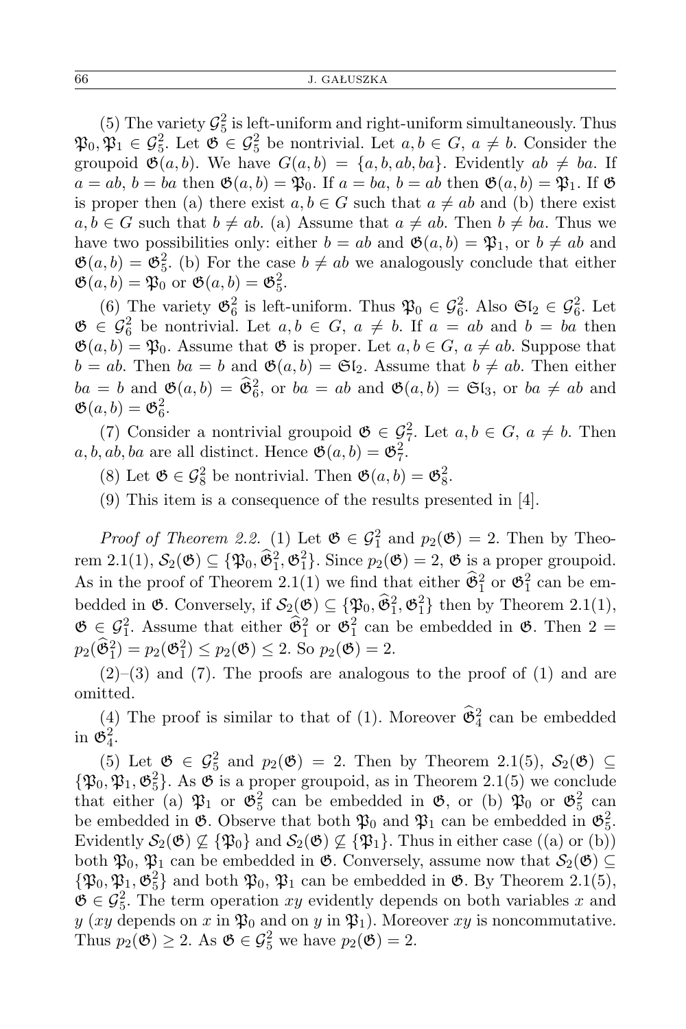(5) The variety $\mathcal{G}_5^2$ is left-uniform and right-uniform simultaneously. Thus $\mathfrak{P}_0, \mathfrak{P}_1 \in \mathcal{G}_5^2$. Let $\mathfrak{G} \in \mathcal{G}_5^2$ be nontrivial. Let $a, b \in G$, $a \neq b$. Consider the groupoid $\mathfrak{G}(a,b)$. We have $G(a,b) = \{a, b, ab, ba\}$. Evidently $ab \neq ba$. If $a = ab$, $b = ba$ then $\mathfrak{G}(a,b) = \mathfrak{P}_0$. If $a = ba$, $b = ab$ then $\mathfrak{G}(a,b) = \mathfrak{P}_1$. If $\mathfrak{G}$ is proper then (a) there exist $a, b \in G$ such that $a \neq ab$ and (b) there exist $a, b \in G$ such that $b \neq ab$. (a) Assume that $a \neq ab$. Then $b \neq ba$. Thus we have two possibilities only: either $b = ab$ and $\mathfrak{G}(a,b) = \mathfrak{P}_1$, or $b \neq ab$ and $\mathfrak{G}(a,b) = \mathfrak{G}_5^2$. (b) For the case $b \neq ab$ we analogously conclude that either $\mathfrak{G}(a,b) = \mathfrak{P}_0$ or $\mathfrak{G}(a,b) = \mathfrak{G}_5^2$.

(6) The variety $\mathfrak{G}_6^2$ is left-uniform. Thus $\mathfrak{P}_0 \in \mathcal{G}_6^2$. Also $\mathfrak{Sl}_2 \in \mathcal{G}_6^2$. Let $\mathfrak{G} \in \mathcal{G}_6^2$ be nontrivial. Let $a, b \in G$, $a \neq b$. If $a = ab$ and $b = ba$ then $\mathfrak{G}(a,b) = \mathfrak{P}_0$. Assume that $\mathfrak{G}$ is proper. Let $a, b \in G$, $a \neq ab$. Suppose that $b = ab$. Then $ba = b$ and $\mathfrak{G}(a,b) = \mathfrak{Sl}_2$. Assume that $b \neq ab$. Then either $ba = b$ and $\mathfrak{G}(a,b) = \widehat{\mathfrak{G}}_6^2$, or $ba = ab$ and $\mathfrak{G}(a,b) = \mathfrak{Sl}_3$, or $ba \neq ab$ and $\mathfrak{G}(a,b) = \mathfrak{G}_6^2$.

(7) Consider a nontrivial groupoid $\mathfrak{G} \in \mathcal{G}_7^2$. Let $a, b \in G$, $a \neq b$. Then $a, b, ab, ba$ are all distinct. Hence $\mathfrak{G}(a,b) = \mathfrak{G}_7^2$.

(8) Let $\mathfrak{G} \in \mathcal{G}_8^2$ be nontrivial. Then $\mathfrak{G}(a,b) = \mathfrak{G}_8^2$.

(9) This item is a consequence of the results presented in [4].

*Proof of Theorem 2.2.* (1) Let $\mathfrak{G} \in \mathcal{G}_1^2$ and $p_2(\mathfrak{G}) = 2$. Then by Theorem 2.1(1), $\mathcal{S}_2(\mathfrak{G}) \subseteq \{\mathfrak{P}_0, \widehat{\mathfrak{G}}_1^2, \mathfrak{G}_1^2\}$. Since $p_2(\mathfrak{G}) = 2$, $\mathfrak{G}$ is a proper groupoid. As in the proof of Theorem 2.1(1) we find that either $\widehat{\mathfrak{G}}_1^2$ or $\mathfrak{G}_1^2$ can be embedded in $\mathfrak{G}$. Conversely, if $\mathcal{S}_2(\mathfrak{G}) \subseteq \{\mathfrak{P}_0, \widehat{\mathfrak{G}}_1^2, \mathfrak{G}_1^2\}$ then by Theorem 2.1(1), $\mathfrak{G} \in \mathcal{G}_1^2$. Assume that either $\widehat{\mathfrak{G}}_1^2$ or $\mathfrak{G}_1^2$ can be embedded in $\mathfrak{G}$. Then $2 = p_2(\widehat{\mathfrak{G}}_1^2) = p_2(\mathfrak{G}_1^2) \leq p_2(\mathfrak{G}) \leq 2$. So $p_2(\mathfrak{G}) = 2$.

(2)–(3) and (7). The proofs are analogous to the proof of (1) and are omitted.

(4) The proof is similar to that of (1). Moreover $\widehat{\mathfrak{G}}_4^2$ can be embedded in $\mathfrak{G}_4^2$.

(5) Let $\mathfrak{G} \in \mathcal{G}_5^2$ and $p_2(\mathfrak{G}) = 2$. Then by Theorem 2.1(5), $\mathcal{S}_2(\mathfrak{G}) \subseteq \{\mathfrak{P}_0, \mathfrak{P}_1, \mathfrak{G}_5^2\}$. As $\mathfrak{G}$ is a proper groupoid, as in Theorem 2.1(5) we conclude that either (a) $\mathfrak{P}_1$ or $\mathfrak{G}_5^2$ can be embedded in $\mathfrak{G}$, or (b) $\mathfrak{P}_0$ or $\mathfrak{G}_5^2$ can be embedded in $\mathfrak{G}$. Observe that both $\mathfrak{P}_0$ and $\mathfrak{P}_1$ can be embedded in $\mathfrak{G}_5^2$. Evidently $\mathcal{S}_2(\mathfrak{G}) \not\subseteq \{\mathfrak{P}_0\}$ and $\mathcal{S}_2(\mathfrak{G}) \not\subseteq \{\mathfrak{P}_1\}$. Thus in either case ((a) or (b)) both $\mathfrak{P}_0$, $\mathfrak{P}_1$ can be embedded in $\mathfrak{G}$. Conversely, assume now that $\mathcal{S}_2(\mathfrak{G}) \subseteq \{\mathfrak{P}_0, \mathfrak{P}_1, \mathfrak{G}_5^2\}$ and both $\mathfrak{P}_0$, $\mathfrak{P}_1$ can be embedded in $\mathfrak{G}$. By Theorem 2.1(5), $\mathfrak{G} \in \mathcal{G}_5^2$. The term operation $xy$ evidently depends on both variables $x$ and $y$ ($xy$ depends on $x$ in $\mathfrak{P}_0$ and on $y$ in $\mathfrak{P}_1$). Moreover $xy$ is noncommutative. Thus $p_2(\mathfrak{G}) \geq 2$. As $\mathfrak{G} \in \mathcal{G}_5^2$ we have $p_2(\mathfrak{G}) = 2$.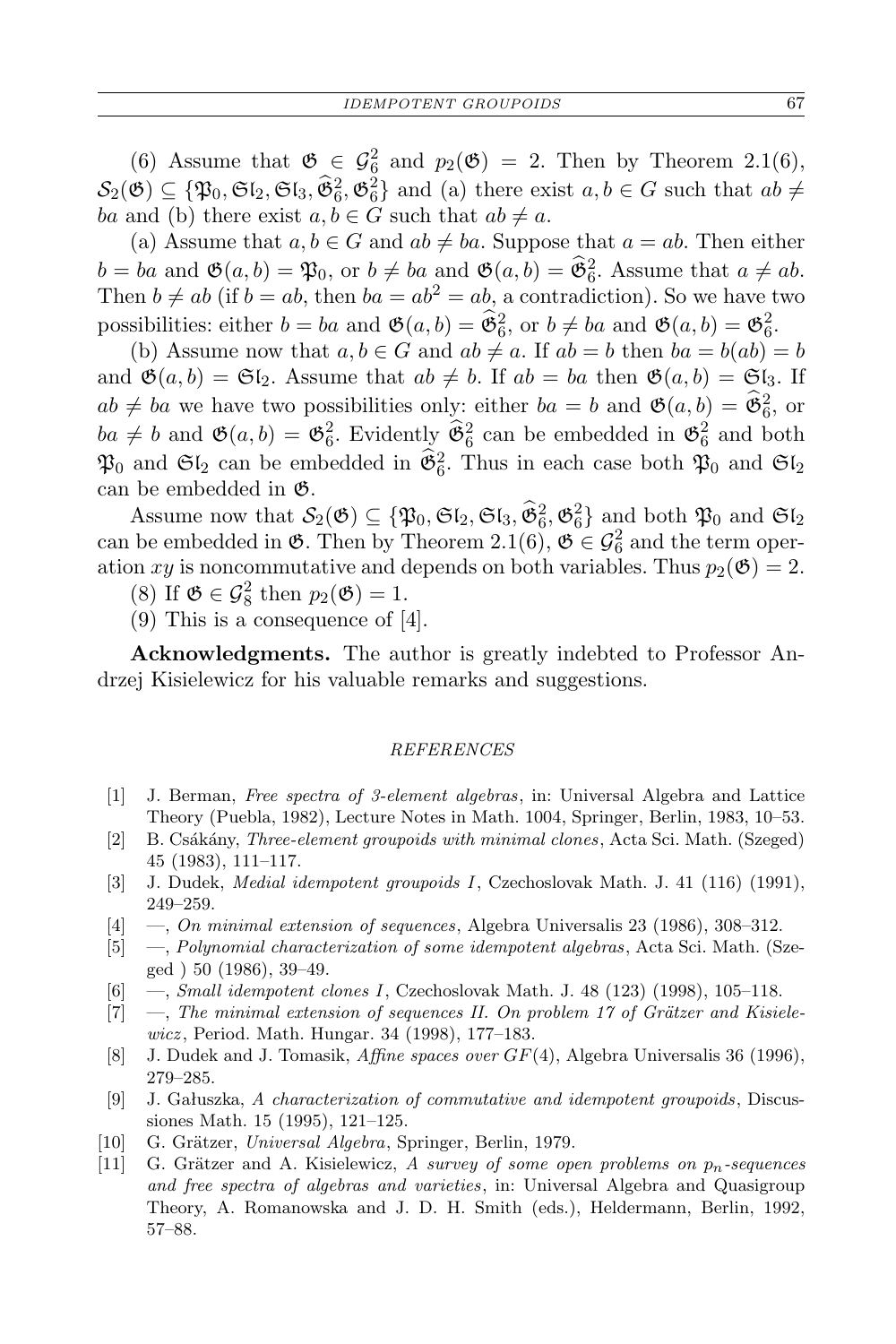(6) Assume that $\mathfrak{G} \in \mathcal{G}_6^2$ and $p_2(\mathfrak{G}) = 2$. Then by Theorem 2.1(6), $\mathcal{S}_2(\mathfrak{G}) \subseteq \{\mathfrak{P}_0, \mathfrak{Sl}_2, \mathfrak{Sl}_3, \widehat{\mathfrak{G}}_6^2, \mathfrak{G}_6^2\}$ and (a) there exist $a, b \in G$ such that $ab \neq ba$ and (b) there exist $a, b \in G$ such that $ab \neq a$.

(a) Assume that $a, b \in G$ and $ab \neq ba$. Suppose that $a = ab$. Then either $b = ba$ and $\mathfrak{G}(a, b) = \mathfrak{P}_0$, or $b \neq ba$ and $\mathfrak{G}(a, b) = \widehat{\mathfrak{G}}_6^2$. Assume that $a \neq ab$. Then $b \neq ab$ (if $b = ab$, then $ba = ab^2 = ab$, a contradiction). So we have two possibilities: either $b = ba$ and $\mathfrak{G}(a, b) = \widehat{\mathfrak{G}}_6^2$, or $b \neq ba$ and $\mathfrak{G}(a, b) = \mathfrak{G}_6^2$.

(b) Assume now that $a, b \in G$ and $ab \neq a$. If $ab = b$ then $ba = b(ab) = b$ and $\mathfrak{G}(a, b) = \mathfrak{Sl}_2$. Assume that $ab \neq b$. If $ab = ba$ then $\mathfrak{G}(a, b) = \mathfrak{Sl}_3$. If $ab \neq ba$ we have two possibilities only: either $ba = b$ and $\mathfrak{G}(a, b) = \widehat{\mathfrak{G}}_6^2$, or $ba \neq b$ and $\mathfrak{G}(a, b) = \mathfrak{G}_6^2$. Evidently $\widehat{\mathfrak{G}}_6^2$ can be embedded in $\mathfrak{G}_6^2$ and both $\mathfrak{P}_0$ and $\mathfrak{Sl}_2$ can be embedded in $\widehat{\mathfrak{G}}_6^2$. Thus in each case both $\mathfrak{P}_0$ and $\mathfrak{Sl}_2$ can be embedded in $\mathfrak{G}$.

Assume now that $\mathcal{S}_2(\mathfrak{G}) \subseteq \{\mathfrak{P}_0, \mathfrak{Sl}_2, \mathfrak{Sl}_3, \widehat{\mathfrak{G}}_6^2, \mathfrak{G}_6^2\}$ and both $\mathfrak{P}_0$ and $\mathfrak{Sl}_2$ can be embedded in $\mathfrak{G}$. Then by Theorem 2.1(6), $\mathfrak{G} \in \mathcal{G}_6^2$ and the term operation $xy$ is noncommutative and depends on both variables. Thus $p_2(\mathfrak{G}) = 2$.

(8) If $\mathfrak{G} \in \mathcal{G}_8^2$ then $p_2(\mathfrak{G}) = 1$.

(9) This is a consequence of [4].

**Acknowledgments.** The author is greatly indebted to Professor Andrzej Kisielewicz for his valuable remarks and suggestions.

## REFERENCES

[1] J. Berman, *Free spectra of 3-element algebras*, in: Universal Algebra and Lattice Theory (Puebla, 1982), Lecture Notes in Math. 1004, Springer, Berlin, 1983, 10–53.

[2] B. Csákány, *Three-element groupoids with minimal clones*, Acta Sci. Math. (Szeged) 45 (1983), 111–117.

[3] J. Dudek, *Medial idempotent groupoids I*, Czechoslovak Math. J. 41 (116) (1991), 249–259.

[4] —, *On minimal extension of sequences*, Algebra Universalis 23 (1986), 308–312.

[5] —, *Polynomial characterization of some idempotent algebras*, Acta Sci. Math. (Szeged ) 50 (1986), 39–49.

[6] —, *Small idempotent clones I*, Czechoslovak Math. J. 48 (123) (1998), 105–118.

[7] —, *The minimal extension of sequences II. On problem 17 of Grätzer and Kisielewicz*, Period. Math. Hungar. 34 (1998), 177–183.

[8] J. Dudek and J. Tomasik, *Affine spaces over GF(4)*, Algebra Universalis 36 (1996), 279–285.

[9] J. Gałuszka, *A characterization of commutative and idempotent groupoids*, Discussiones Math. 15 (1995), 121–125.

[10] G. Grätzer, *Universal Algebra*, Springer, Berlin, 1979.

[11] G. Grätzer and A. Kisielewicz, *A survey of some open problems on $p_n$-sequences and free spectra of algebras and varieties*, in: Universal Algebra and Quasigroup Theory, A. Romanowska and J. D. H. Smith (eds.), Heldermann, Berlin, 1992, 57–88.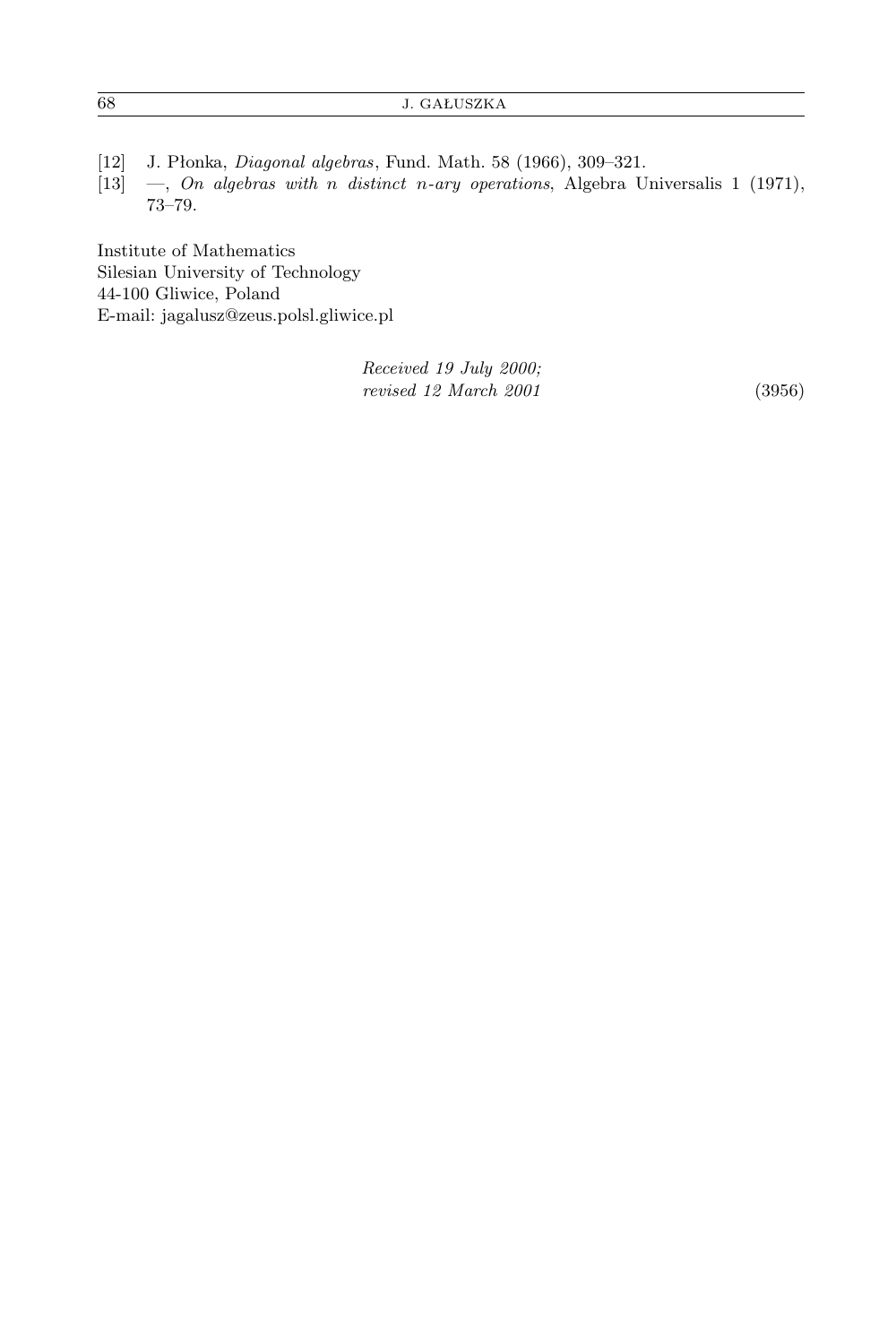[12] J. Płonka, *Diagonal algebras*, Fund. Math. 58 (1966), 309–321.

[13] —, *On algebras with $n$ distinct $n$-ary operations*, Algebra Universalis 1 (1971), 73–79.

Institute of Mathematics
Silesian University of Technology
44-100 Gliwice, Poland
E-mail: jagalusz@zeus.polsl.gliwice.pl

*Received 19 July 2000;*
*revised 12 March 2001* (3956)